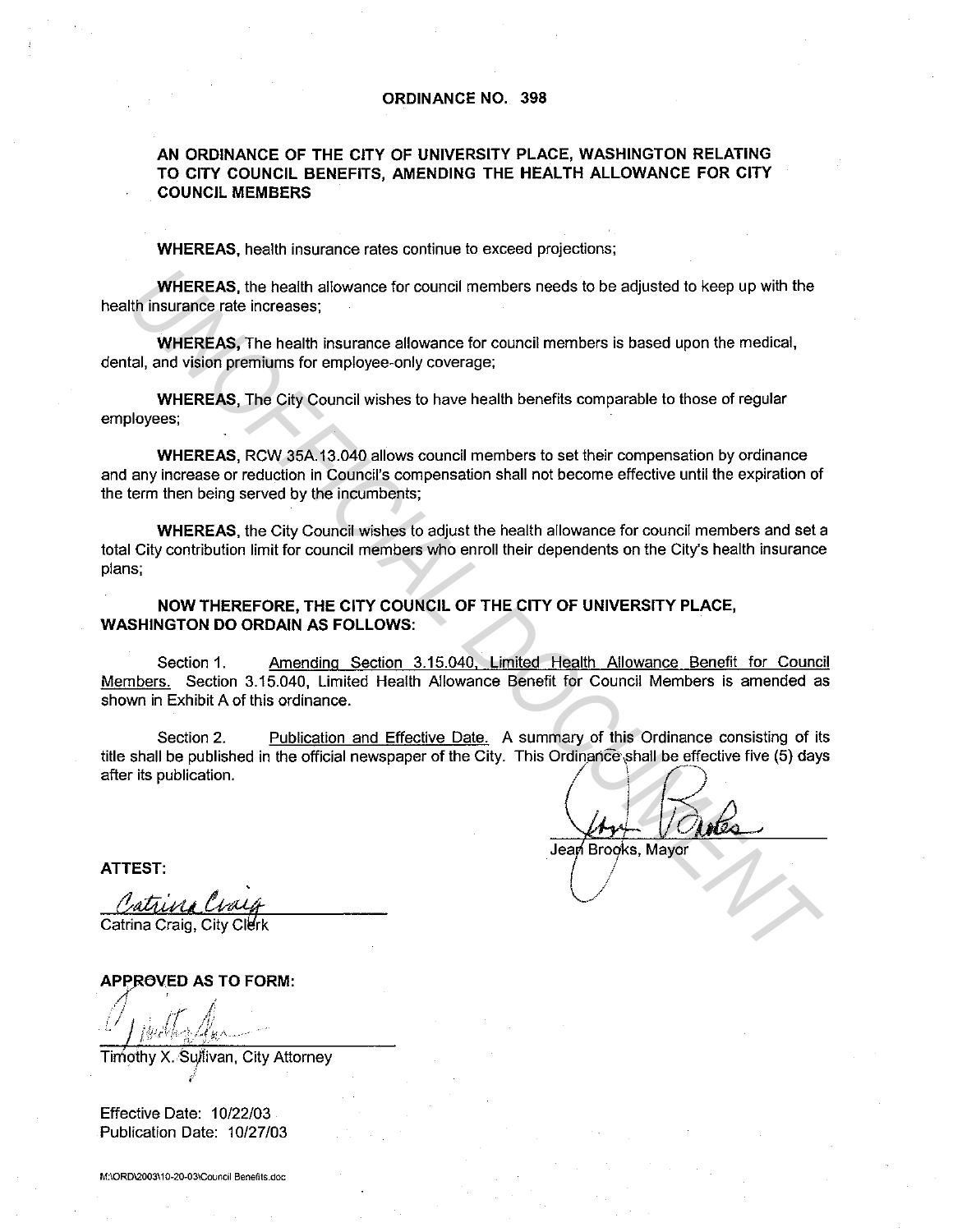# ORDINANCE NO. 398

## AN ORDINANCE OF THE CITY OF UNIVERSITY PLACE, WASHINGTON RELATING TO CITY COUNCIL BENEFITS, AMENDING THE HEALTH ALLOWANCE FOR CITY COUNCIL MEMBERS

**WHEREAS**, health insurance rates continue to exceed projections;

**WHEREAS**, the health allowance for council members needs to be adjusted to keep up with the health insurance rate increases;

**WHEREAS**, The health insurance allowance for council members is based upon the medical, dental, and vision premiums for employee-only coverage;

**WHEREAS**, The City Council wishes to have health benefits comparable to those of regular employees;

**WHEREAS**, RCW 35A.13.040 allows council members to set their compensation by ordinance and any increase or reduction in Council's compensation shall not become effective until the expiration of the term then being served by the incumbents;

**WHEREAS**, the City Council wishes to adjust the health allowance for council members and set a total City contribution limit for council members who enroll their dependents on the City's health insurance plans;

**NOW THEREFORE, THE CITY COUNCIL OF THE CITY OF UNIVERSITY PLACE, WASHINGTON DO ORDAIN AS FOLLOWS:**

Section 1. Amending Section 3.15.040, Limited Health Allowance Benefit for Council Members. Section 3.15.040, Limited Health Allowance Benefit for Council Members is amended as shown in Exhibit A of this ordinance.

Section 2. Publication and Effective Date. A summary of this Ordinance consisting of its title shall be published in the official newspaper of the City. This Ordinance shall be effective five (5) days after its publication.

Jean Brooks, Mayor

**ATTEST:**

Catrina Craig, City Clerk

**APPROVED AS TO FORM:**

Timothy X. Sullivan, City Attorney

Effective Date: 10/22/03
Publication Date: 10/27/03

M:\ORD\2003\10-20-03\Council Benefits.doc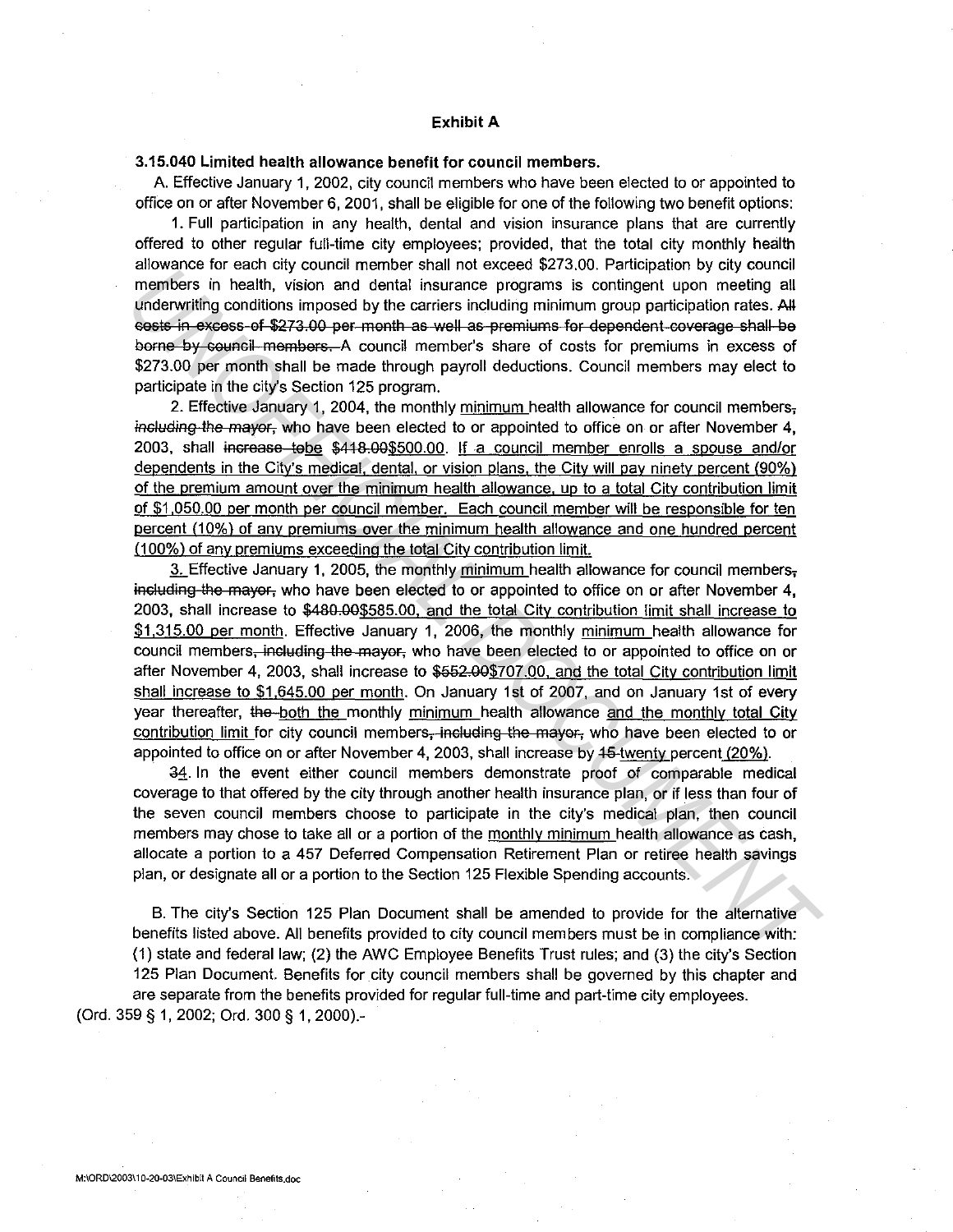**Exhibit A**

**3.15.040 Limited health allowance benefit for council members.**

A. Effective January 1, 2002, city council members who have been elected to or appointed to office on or after November 6, 2001, shall be eligible for one of the following two benefit options:

1. Full participation in any health, dental and vision insurance plans that are currently offered to other regular full-time city employees; provided, that the total city monthly health allowance for each city council member shall not exceed $273.00. Participation by city council members in health, vision and dental insurance programs is contingent upon meeting all underwriting conditions imposed by the carriers including minimum group participation rates. ~~All costs in excess of $273.00 per month as well as premiums for dependent coverage shall be borne by council members.~~ A council member's share of costs for premiums in excess of $273.00 per month shall be made through payroll deductions. Council members may elect to participate in the city's Section 125 program.

2. Effective January 1, 2004, the monthly minimum health allowance for council members~~, including the mayor,~~ who have been elected to or appointed to office on or after November 4, 2003, shall ~~increase tobe~~ ~~$418.00~~$500.00. If a council member enrolls a spouse and/or dependents in the City's medical, dental, or vision plans, the City will pay ninety percent (90%) of the premium amount over the minimum health allowance, up to a total City contribution limit of $1,050.00 per month per council member. Each council member will be responsible for ten percent (10%) of any premiums over the minimum health allowance and one hundred percent (100%) of any premiums exceeding the total City contribution limit.

3. Effective January 1, 2005, the monthly minimum health allowance for council members~~, including the mayor,~~ who have been elected to or appointed to office on or after November 4, 2003, shall increase to ~~$480.00~~$585.00, and the total City contribution limit shall increase to $1,315.00 per month. Effective January 1, 2006, the monthly minimum health allowance for council members~~, including the mayor,~~ who have been elected to or appointed to office on or after November 4, 2003, shall increase to ~~$552.00~~$707.00, and the total City contribution limit shall increase to $1,645.00 per month. On January 1st of 2007, and on January 1st of every year thereafter, ~~the~~ both the monthly minimum health allowance and the monthly total City contribution limit for city council members~~, including the mayor,~~ who have been elected to or appointed to office on or after November 4, 2003, shall increase by ~~15~~ twenty percent (20%).

~~3~~4. In the event either council members demonstrate proof of comparable medical coverage to that offered by the city through another health insurance plan, or if less than four of the seven council members choose to participate in the city's medical plan, then council members may chose to take all or a portion of the monthly minimum health allowance as cash, allocate a portion to a 457 Deferred Compensation Retirement Plan or retiree health savings plan, or designate all or a portion to the Section 125 Flexible Spending accounts.

B. The city's Section 125 Plan Document shall be amended to provide for the alternative benefits listed above. All benefits provided to city council members must be in compliance with: (1) state and federal law; (2) the AWC Employee Benefits Trust rules; and (3) the city's Section 125 Plan Document. Benefits for city council members shall be governed by this chapter and are separate from the benefits provided for regular full-time and part-time city employees.

(Ord. 359 § 1, 2002; Ord. 300 § 1, 2000).-

M:\ORD\2003\10-20-03\Exhibit A Council Benefits.doc